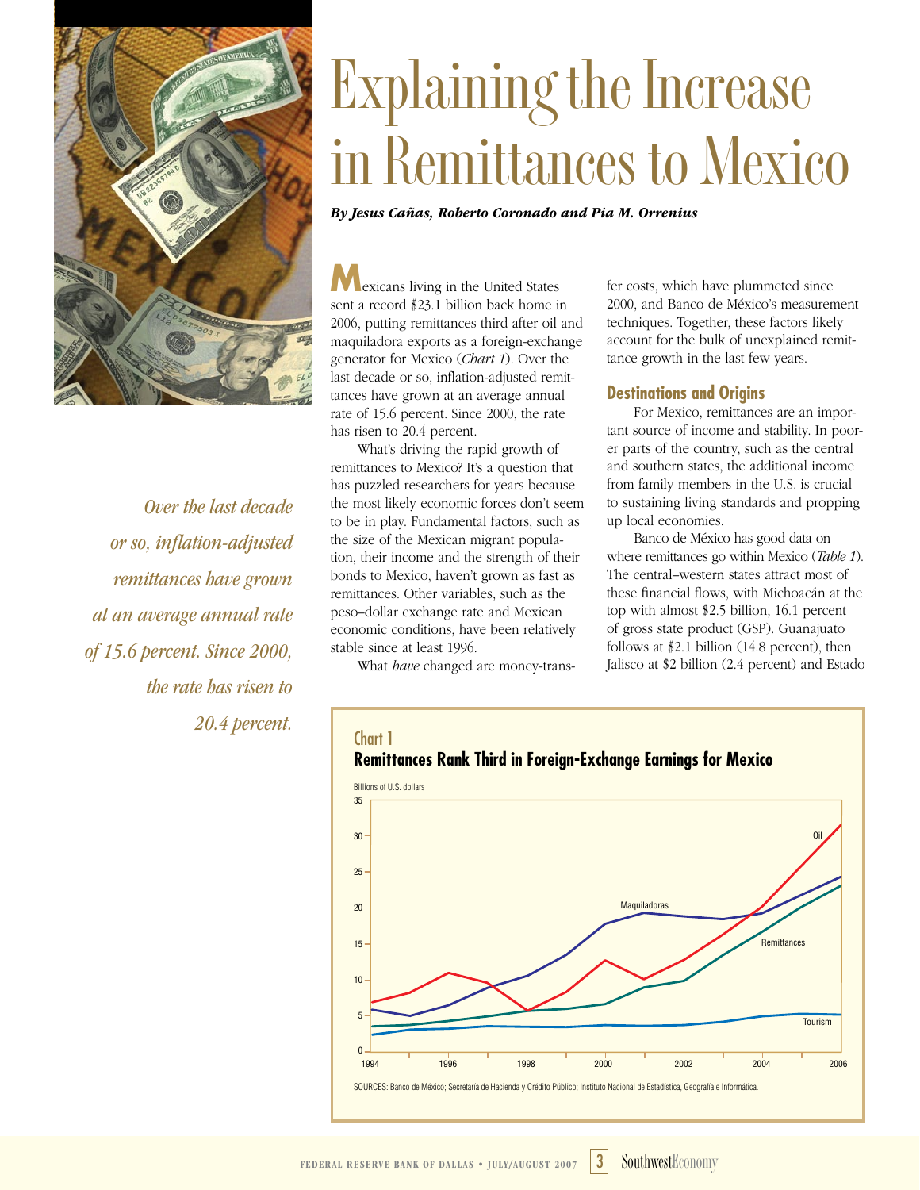# Explaining the Increase in Remittances to Mexico

***By Jesus Cañas, Roberto Coronado and Pia M. Orrenius***

*Over the last decade or so, inflation-adjusted remittances have grown at an average annual rate of 15.6 percent. Since 2000, the rate has risen to 20.4 percent.*

Mexicans living in the United States sent a record $23.1 billion back home in 2006, putting remittances third after oil and maquiladora exports as a foreign-exchange generator for Mexico (*Chart 1*). Over the last decade or so, inflation-adjusted remittances have grown at an average annual rate of 15.6 percent. Since 2000, the rate has risen to 20.4 percent.

What's driving the rapid growth of remittances to Mexico? It's a question that has puzzled researchers for years because the most likely economic forces don't seem to be in play. Fundamental factors, such as the size of the Mexican migrant population, their income and the strength of their bonds to Mexico, haven't grown as fast as remittances. Other variables, such as the peso–dollar exchange rate and Mexican economic conditions, have been relatively stable since at least 1996.

What *have* changed are money-transfer costs, which have plummeted since 2000, and Banco de México's measurement techniques. Together, these factors likely account for the bulk of unexplained remittance growth in the last few years.

## Destinations and Origins

For Mexico, remittances are an important source of income and stability. In poorer parts of the country, such as the central and southern states, the additional income from family members in the U.S. is crucial to sustaining living standards and propping up local economies.

Banco de México has good data on where remittances go within Mexico (*Table 1*). The central–western states attract most of these financial flows, with Michoacán at the top with almost $2.5 billion, 16.1 percent of gross state product (GSP). Guanajuato follows at $2.1 billion (14.8 percent), then Jalisco at $2 billion (2.4 percent) and Estado

**Chart 1**
**Remittances Rank Third in Foreign-Exchange Earnings for Mexico**

Billions of U.S. dollars

SOURCES: Banco de México; Secretaría de Hacienda y Crédito Público; Instituto Nacional de Estadística, Geografía e Informática.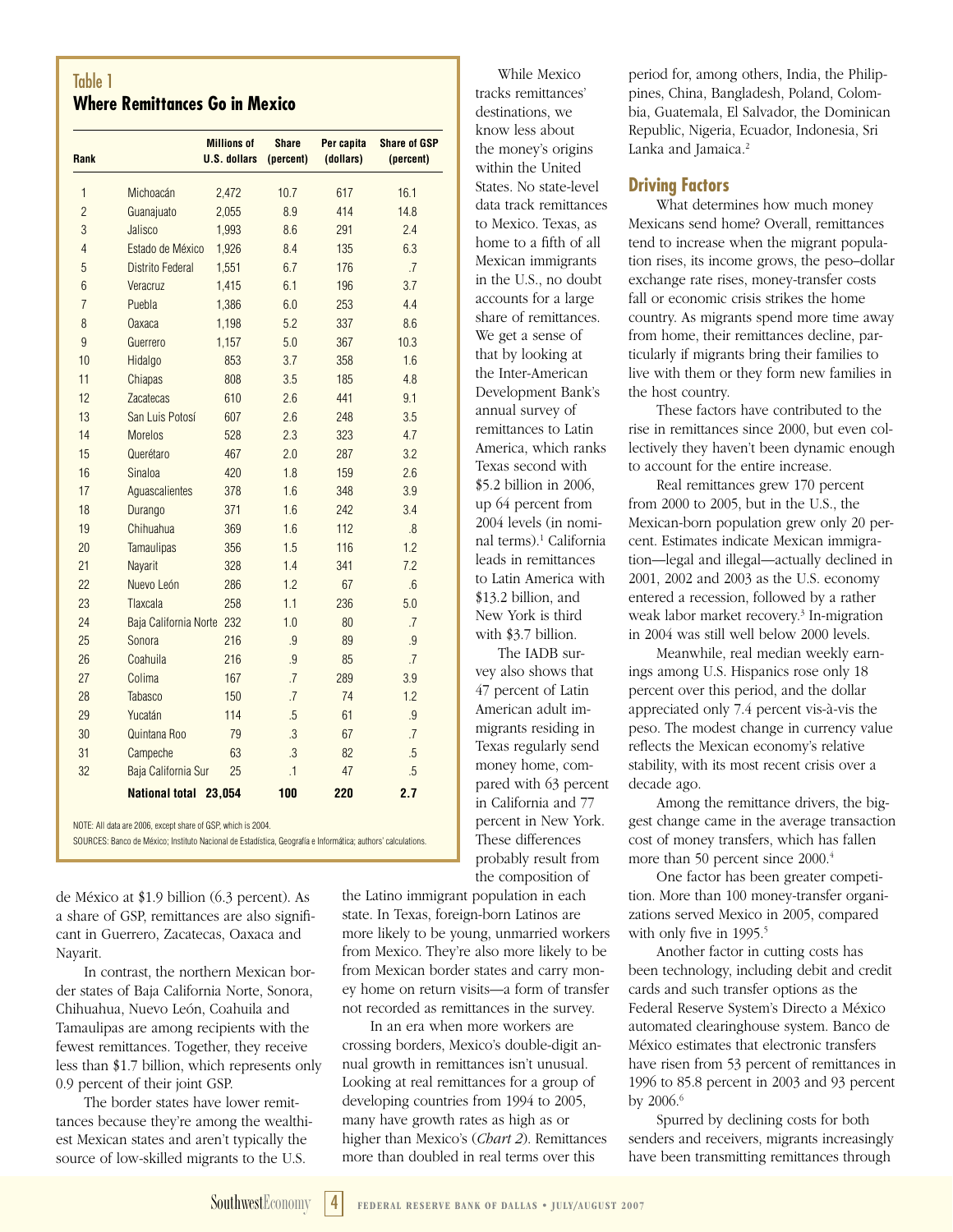## Table 1
### Where Remittances Go in Mexico

| Rank | | Millions of U.S. dollars | Share (percent) | Per capita (dollars) | Share of GSP (percent) |
|---|---|---|---|---|---|
| 1 | Michoacán | 2,472 | 10.7 | 617 | 16.1 |
| 2 | Guanajuato | 2,055 | 8.9 | 414 | 14.8 |
| 3 | Jalisco | 1,993 | 8.6 | 291 | 2.4 |
| 4 | Estado de México | 1,926 | 8.4 | 135 | 6.3 |
| 5 | Distrito Federal | 1,551 | 6.7 | 176 | .7 |
| 6 | Veracruz | 1,415 | 6.1 | 196 | 3.7 |
| 7 | Puebla | 1,386 | 6.0 | 253 | 4.4 |
| 8 | Oaxaca | 1,198 | 5.2 | 337 | 8.6 |
| 9 | Guerrero | 1,157 | 5.0 | 367 | 10.3 |
| 10 | Hidalgo | 853 | 3.7 | 358 | 1.6 |
| 11 | Chiapas | 808 | 3.5 | 185 | 4.8 |
| 12 | Zacatecas | 610 | 2.6 | 441 | 9.1 |
| 13 | San Luis Potosí | 607 | 2.6 | 248 | 3.5 |
| 14 | Morelos | 528 | 2.3 | 323 | 4.7 |
| 15 | Querétaro | 467 | 2.0 | 287 | 3.2 |
| 16 | Sinaloa | 420 | 1.8 | 159 | 2.6 |
| 17 | Aguascalientes | 378 | 1.6 | 348 | 3.9 |
| 18 | Durango | 371 | 1.6 | 242 | 3.4 |
| 19 | Chihuahua | 369 | 1.6 | 112 | .8 |
| 20 | Tamaulipas | 356 | 1.5 | 116 | 1.2 |
| 21 | Nayarit | 328 | 1.4 | 341 | 7.2 |
| 22 | Nuevo León | 286 | 1.2 | 67 | .6 |
| 23 | Tlaxcala | 258 | 1.1 | 236 | 5.0 |
| 24 | Baja California Norte | 232 | 1.0 | 80 | .7 |
| 25 | Sonora | 216 | .9 | 89 | .9 |
| 26 | Coahuila | 216 | .9 | 85 | .7 |
| 27 | Colima | 167 | .7 | 289 | 3.9 |
| 28 | Tabasco | 150 | .7 | 74 | 1.2 |
| 29 | Yucatán | 114 | .5 | 61 | .9 |
| 30 | Quintana Roo | 79 | .3 | 67 | .7 |
| 31 | Campeche | 63 | .3 | 82 | .5 |
| 32 | Baja California Sur | 25 | .1 | 47 | .5 |
| | **National total** | **23,054** | **100** | **220** | **2.7** |

NOTE: All data are 2006, except share of GSP, which is 2004.

SOURCES: Banco de México; Instituto Nacional de Estadística, Geografía e Informática; authors' calculations.

de México at $1.9 billion (6.3 percent). As a share of GSP, remittances are also significant in Guerrero, Zacatecas, Oaxaca and Nayarit.

In contrast, the northern Mexican border states of Baja California Norte, Sonora, Chihuahua, Nuevo León, Coahuila and Tamaulipas are among recipients with the fewest remittances. Together, they receive less than $1.7 billion, which represents only 0.9 percent of their joint GSP.

The border states have lower remittances because they're among the wealthiest Mexican states and aren't typically the source of low-skilled migrants to the U.S.

While Mexico tracks remittances' destinations, we know less about the money's origins within the United States. No state-level data track remittances to Mexico. Texas, as home to a fifth of all Mexican immigrants in the U.S., no doubt accounts for a large share of remittances. We get a sense of that by looking at the Inter-American Development Bank's annual survey of remittances to Latin America, which ranks Texas second with $5.2 billion in 2006, up 64 percent from 2004 levels (in nominal terms).[1] California leads in remittances to Latin America with $13.2 billion, and New York is third with $3.7 billion.

The IADB survey also shows that 47 percent of Latin American adult immigrants residing in Texas regularly send money home, compared with 63 percent in California and 77 percent in New York. These differences probably result from the composition of the Latino immigrant population in each state. In Texas, foreign-born Latinos are more likely to be young, unmarried workers from Mexico. They're also more likely to be from Mexican border states and carry money home on return visits—a form of transfer not recorded as remittances in the survey.

In an era when more workers are crossing borders, Mexico's double-digit annual growth in remittances isn't unusual. Looking at real remittances for a group of developing countries from 1994 to 2005, many have growth rates as high as or higher than Mexico's (*Chart 2*). Remittances more than doubled in real terms over this period for, among others, India, the Philippines, China, Bangladesh, Poland, Colombia, Guatemala, El Salvador, the Dominican Republic, Nigeria, Ecuador, Indonesia, Sri Lanka and Jamaica.[2]

## Driving Factors

What determines how much money Mexicans send home? Overall, remittances tend to increase when the migrant population rises, its income grows, the peso–dollar exchange rate rises, money-transfer costs fall or economic crisis strikes the home country. As migrants spend more time away from home, their remittances decline, particularly if migrants bring their families to live with them or they form new families in the host country.

These factors have contributed to the rise in remittances since 2000, but even collectively they haven't been dynamic enough to account for the entire increase.

Real remittances grew 170 percent from 2000 to 2005, but in the U.S., the Mexican-born population grew only 20 percent. Estimates indicate Mexican immigration—legal and illegal—actually declined in 2001, 2002 and 2003 as the U.S. economy entered a recession, followed by a rather weak labor market recovery.[3] In-migration in 2004 was still well below 2000 levels.

Meanwhile, real median weekly earnings among U.S. Hispanics rose only 18 percent over this period, and the dollar appreciated only 7.4 percent vis-à-vis the peso. The modest change in currency value reflects the Mexican economy's relative stability, with its most recent crisis over a decade ago.

Among the remittance drivers, the biggest change came in the average transaction cost of money transfers, which has fallen more than 50 percent since 2000.[4]

One factor has been greater competition. More than 100 money-transfer organizations served Mexico in 2005, compared with only five in 1995.[5]

Another factor in cutting costs has been technology, including debit and credit cards and such transfer options as the Federal Reserve System's Directo a México automated clearinghouse system. Banco de México estimates that electronic transfers have risen from 53 percent of remittances in 1996 to 85.8 percent in 2003 and 93 percent by 2006.[6]

Spurred by declining costs for both senders and receivers, migrants increasingly have been transmitting remittances through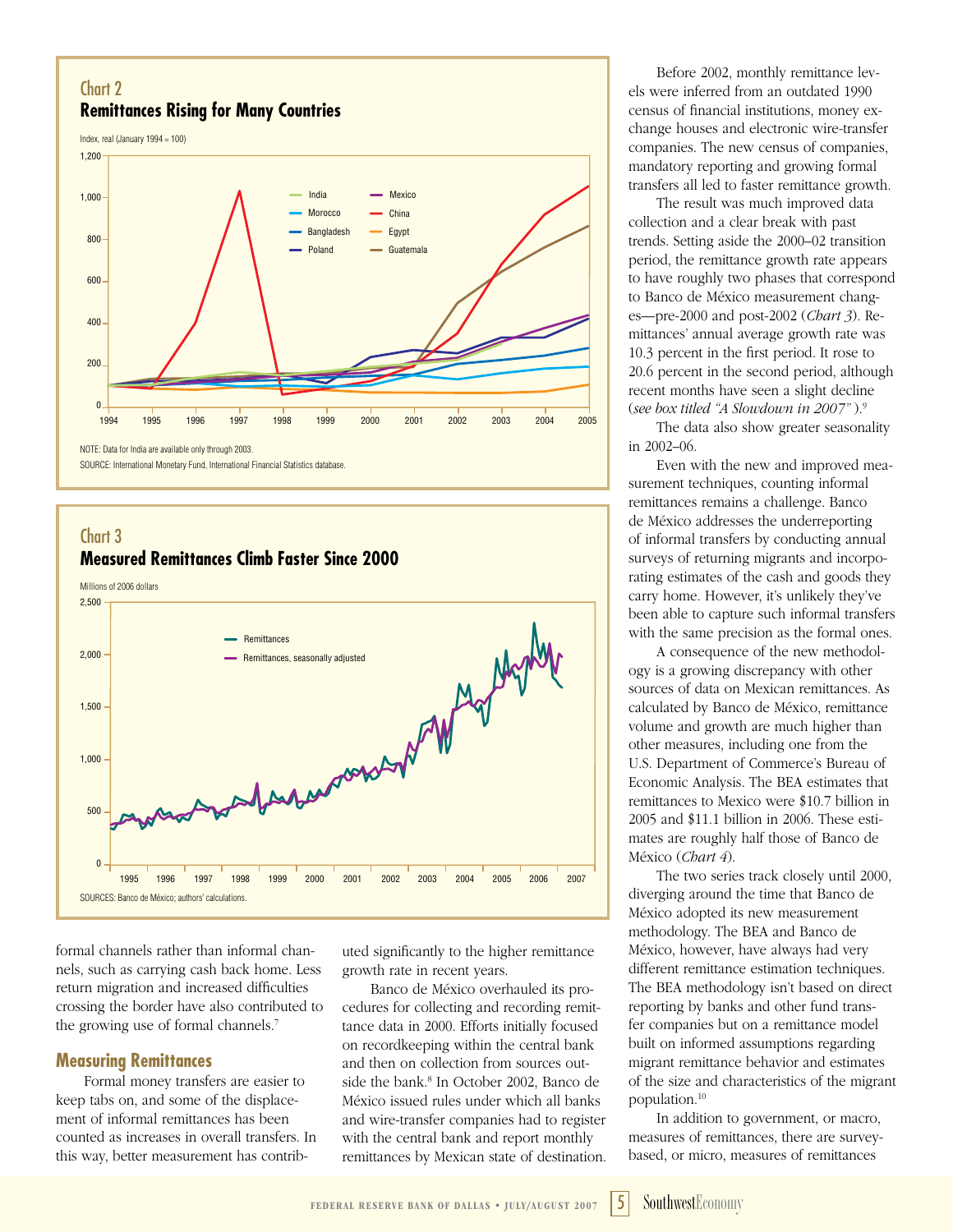## Chart 2
### Remittances Rising for Many Countries

Index, real (January 1994 = 100)

NOTE: Data for India are available only through 2003.

SOURCE: International Monetary Fund, International Financial Statistics database.

## Chart 3
### Measured Remittances Climb Faster Since 2000

Millions of 2006 dollars

SOURCES: Banco de México; authors' calculations.

formal channels rather than informal channels, such as carrying cash back home. Less return migration and increased difficulties crossing the border have also contributed to the growing use of formal channels.[7]

## Measuring Remittances

Formal money transfers are easier to keep tabs on, and some of the displacement of informal remittances has been counted as increases in overall transfers. In this way, better measurement has contributed significantly to the higher remittance growth rate in recent years.

Banco de México overhauled its procedures for collecting and recording remittance data in 2000. Efforts initially focused on recordkeeping within the central bank and then on collection from sources outside the bank.[8] In October 2002, Banco de México issued rules under which all banks and wire-transfer companies had to register with the central bank and report monthly remittances by Mexican state of destination.

Before 2002, monthly remittance levels were inferred from an outdated 1990 census of financial institutions, money exchange houses and electronic wire-transfer companies. The new census of companies, mandatory reporting and growing formal transfers all led to faster remittance growth.

The result was much improved data collection and a clear break with past trends. Setting aside the 2000–02 transition period, the remittance growth rate appears to have roughly two phases that correspond to Banco de México measurement changes—pre-2000 and post-2002 (*Chart 3*). Remittances' annual average growth rate was 10.3 percent in the first period. It rose to 20.6 percent in the second period, although recent months have seen a slight decline (*see box titled "A Slowdown in 2007"*).[9]

The data also show greater seasonality in 2002–06.

Even with the new and improved measurement techniques, counting informal remittances remains a challenge. Banco de México addresses the underreporting of informal transfers by conducting annual surveys of returning migrants and incorporating estimates of the cash and goods they carry home. However, it's unlikely they've been able to capture such informal transfers with the same precision as the formal ones.

A consequence of the new methodology is a growing discrepancy with other sources of data on Mexican remittances. As calculated by Banco de México, remittance volume and growth are much higher than other measures, including one from the U.S. Department of Commerce's Bureau of Economic Analysis. The BEA estimates that remittances to Mexico were \$10.7 billion in 2005 and \$11.1 billion in 2006. These estimates are roughly half those of Banco de México (*Chart 4*).

The two series track closely until 2000, diverging around the time that Banco de México adopted its new measurement methodology. The BEA and Banco de México, however, have always had very different remittance estimation techniques. The BEA methodology isn't based on direct reporting by banks and other fund transfer companies but on a remittance model built on informed assumptions regarding migrant remittance behavior and estimates of the size and characteristics of the migrant population.[10]

In addition to government, or macro, measures of remittances, there are survey-based, or micro, measures of remittances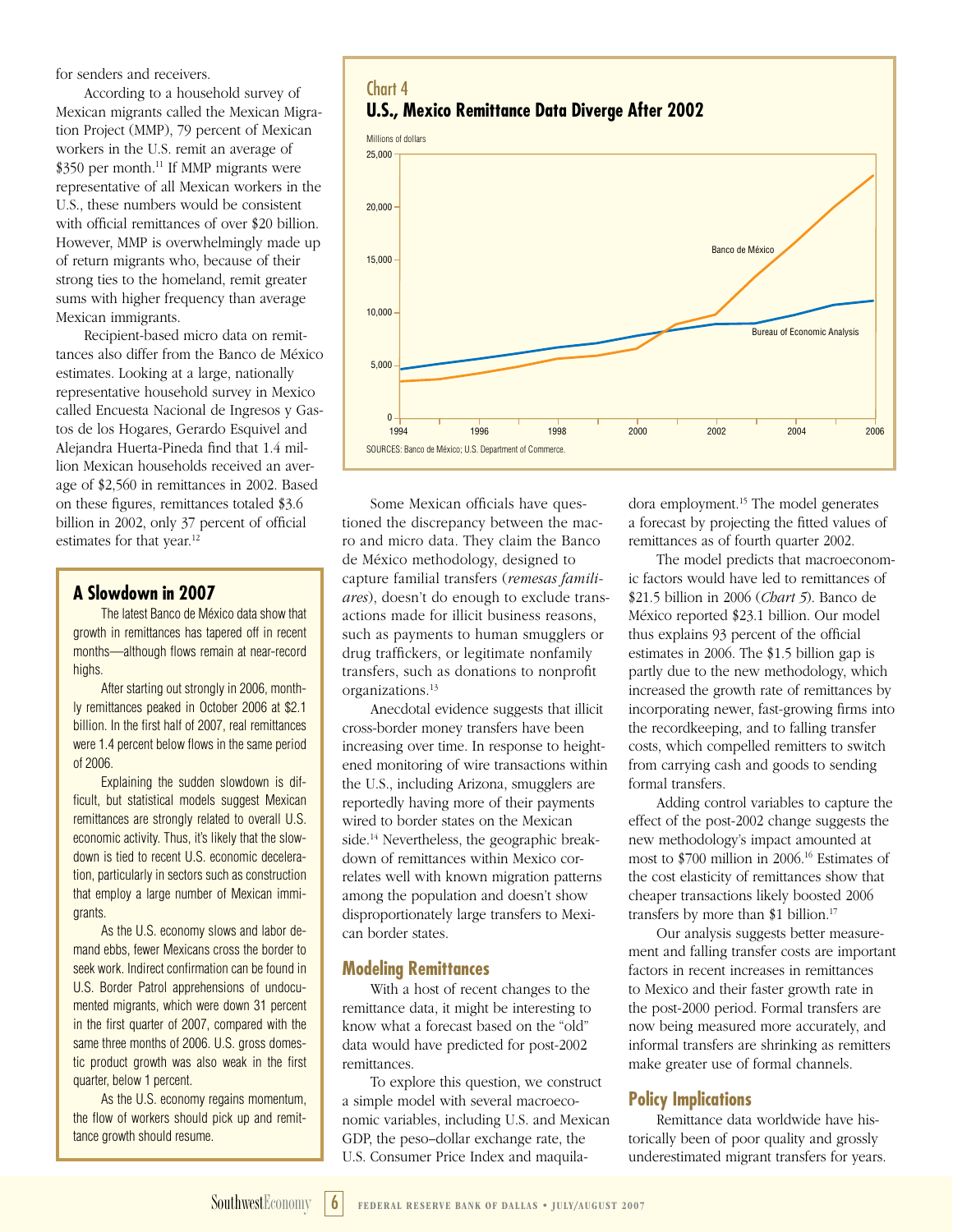for senders and receivers.

According to a household survey of Mexican migrants called the Mexican Migration Project (MMP), 79 percent of Mexican workers in the U.S. remit an average of $350 per month.[11] If MMP migrants were representative of all Mexican workers in the U.S., these numbers would be consistent with official remittances of over $20 billion. However, MMP is overwhelmingly made up of return migrants who, because of their strong ties to the homeland, remit greater sums with higher frequency than average Mexican immigrants.

Recipient-based micro data on remittances also differ from the Banco de México estimates. Looking at a large, nationally representative household survey in Mexico called Encuesta Nacional de Ingresos y Gastos de los Hogares, Gerardo Esquivel and Alejandra Huerta-Pineda find that 1.4 million Mexican households received an average of $2,560 in remittances in 2002. Based on these figures, remittances totaled $3.6 billion in 2002, only 37 percent of official estimates for that year.[12]

## A Slowdown in 2007

The latest Banco de México data show that growth in remittances has tapered off in recent months—although flows remain at near-record highs.

After starting out strongly in 2006, monthly remittances peaked in October 2006 at $2.1 billion. In the first half of 2007, real remittances were 1.4 percent below flows in the same period of 2006.

Explaining the sudden slowdown is difficult, but statistical models suggest Mexican remittances are strongly related to overall U.S. economic activity. Thus, it's likely that the slowdown is tied to recent U.S. economic deceleration, particularly in sectors such as construction that employ a large number of Mexican immigrants.

As the U.S. economy slows and labor demand ebbs, fewer Mexicans cross the border to seek work. Indirect confirmation can be found in U.S. Border Patrol apprehensions of undocumented migrants, which were down 31 percent in the first quarter of 2007, compared with the same three months of 2006. U.S. gross domestic product growth was also weak in the first quarter, below 1 percent.

As the U.S. economy regains momentum, the flow of workers should pick up and remittance growth should resume.

**Chart 4**
**U.S., Mexico Remittance Data Diverge After 2002**

Millions of dollars

SOURCES: Banco de México; U.S. Department of Commerce.

Some Mexican officials have questioned the discrepancy between the macro and micro data. They claim the Banco de México methodology, designed to capture familial transfers (*remesas familiares*), doesn't do enough to exclude transactions made for illicit business reasons, such as payments to human smugglers or drug traffickers, or legitimate nonfamily transfers, such as donations to nonprofit organizations.[13]

Anecdotal evidence suggests that illicit cross-border money transfers have been increasing over time. In response to heightened monitoring of wire transactions within the U.S., including Arizona, smugglers are reportedly having more of their payments wired to border states on the Mexican side.[14] Nevertheless, the geographic breakdown of remittances within Mexico correlates well with known migration patterns among the population and doesn't show disproportionately large transfers to Mexican border states.

## Modeling Remittances

With a host of recent changes to the remittance data, it might be interesting to know what a forecast based on the "old" data would have predicted for post-2002 remittances.

To explore this question, we construct a simple model with several macroeconomic variables, including U.S. and Mexican GDP, the peso–dollar exchange rate, the U.S. Consumer Price Index and maquiladora employment.[15] The model generates a forecast by projecting the fitted values of remittances as of fourth quarter 2002.

The model predicts that macroeconomic factors would have led to remittances of $21.5 billion in 2006 (*Chart 5*). Banco de México reported $23.1 billion. Our model thus explains 93 percent of the official estimates in 2006. The $1.5 billion gap is partly due to the new methodology, which increased the growth rate of remittances by incorporating newer, fast-growing firms into the recordkeeping, and to falling transfer costs, which compelled remitters to switch from carrying cash and goods to sending formal transfers.

Adding control variables to capture the effect of the post-2002 change suggests the new methodology's impact amounted at most to $700 million in 2006.[16] Estimates of the cost elasticity of remittances show that cheaper transactions likely boosted 2006 transfers by more than $1 billion.[17]

Our analysis suggests better measurement and falling transfer costs are important factors in recent increases in remittances to Mexico and their faster growth rate in the post-2000 period. Formal transfers are now being measured more accurately, and informal transfers are shrinking as remitters make greater use of formal channels.

## Policy Implications

Remittance data worldwide have historically been of poor quality and grossly underestimated migrant transfers for years.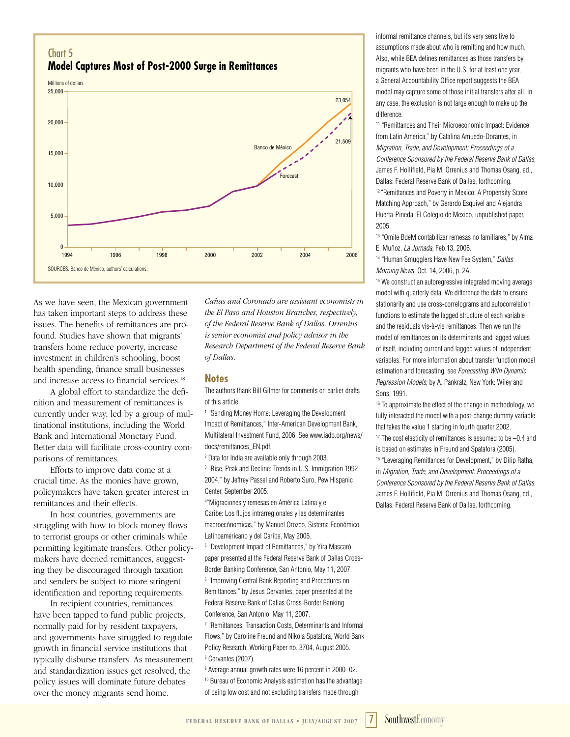## Chart 5

### Model Captures Most of Post-2000 Surge in Remittances

Millions of dollars

25,000
20,000
15,000
10,000
5,000
0

1994
1996
1998
2000
2002
2004
2006

23,054
21,509
Banco de México
Forecast

SOURCES: Banco de México; authors' calculations.

As we have seen, the Mexican government has taken important steps to address these issues. The benefits of remittances are profound. Studies have shown that migrants' transfers home reduce poverty, increase investment in children's schooling, boost health spending, finance small businesses and increase access to financial services.[18]

A global effort to standardize the definition and measurement of remittances is currently under way, led by a group of multinational institutions, including the World Bank and International Monetary Fund. Better data will facilitate cross-country comparisons of remittances.

Efforts to improve data come at a crucial time. As the monies have grown, policymakers have taken greater interest in remittances and their effects.

In host countries, governments are struggling with how to block money flows to terrorist groups or other criminals while permitting legitimate transfers. Other policymakers have decried remittances, suggesting they be discouraged through taxation and senders be subject to more stringent identification and reporting requirements.

In recipient countries, remittances have been tapped to fund public projects, normally paid for by resident taxpayers, and governments have struggled to regulate growth in financial service institutions that typically disburse transfers. As measurement and standardization issues get resolved, the policy issues will dominate future debates over the money migrants send home.

*Cañas and Coronado are assistant economists in the El Paso and Houston Branches, respectively, of the Federal Reserve Bank of Dallas. Orrenius is senior economist and policy advisor in the Research Department of the Federal Reserve Bank of Dallas.*

## Notes

The authors thank Bill Gilmer for comments on earlier drafts of this article.

[1] "Sending Money Home: Leveraging the Development Impact of Remittances," Inter-American Development Bank, Multilateral Investment Fund, 2006. See www.iadb.org/news/docs/remittances_EN.pdf.

[2] Data for India are available only through 2003.

[3] "Rise, Peak and Decline: Trends in U.S. Immigration 1992–2004," by Jeffrey Passel and Roberto Suro, Pew Hispanic Center, September 2005.

[4] "Migraciones y remesas en América Latina y el Caribe: Los flujos intrarregionales y las determinantes macroecónomicas," by Manuel Orozco, Sistema Económico Latinoamericano y del Caribe, May 2006.

[5] "Development Impact of Remittances," by Yira Mascaró, paper presented at the Federal Reserve Bank of Dallas Cross-Border Banking Conference, San Antonio, May 11, 2007.

[6] "Improving Central Bank Reporting and Procedures on Remittances," by Jesus Cervantes, paper presented at the Federal Reserve Bank of Dallas Cross-Border Banking Conference, San Antonio, May 11, 2007.

[7] "Remittances: Transaction Costs, Determinants and Informal Flows," by Caroline Freund and Nikola Spatafora, World Bank Policy Research, Working Paper no. 3704, August 2005.

[8] Cervantes (2007).

[9] Average annual growth rates were 16 percent in 2000–02.

[10] Bureau of Economic Analysis estimation has the advantage of being low cost and not excluding transfers made through informal remittance channels, but it's very sensitive to assumptions made about who is remitting and how much. Also, while BEA defines remittances as those transfers by migrants who have been in the U.S. for at least one year, a General Accountability Office report suggests the BEA model may capture some of those initial transfers after all. In any case, the exclusion is not large enough to make up the difference.

[11] "Remittances and Their Microeconomic Impact: Evidence from Latin America," by Catalina Amuedo-Dorantes, in *Migration, Trade, and Development: Proceedings of a Conference Sponsored by the Federal Reserve Bank of Dallas*, James F. Hollifield, Pia M. Orrenius and Thomas Osang, ed., Dallas: Federal Reserve Bank of Dallas, forthcoming.

[12] "Remittances and Poverty in Mexico: A Propensity Score Matching Approach," by Gerardo Esquivel and Alejandra Huerta-Pineda, El Colegio de Mexico, unpublished paper, 2005.

[13] "Omite BdeM contabilizar remesas no familiares," by Alma E. Muñoz, *La Jornada*, Feb.13, 2006.

[14] "Human Smugglers Have New Fee System," *Dallas Morning News*, Oct. 14, 2006, p. 2A.

[15] We construct an autoregressive integrated moving average model with quarterly data. We difference the data to ensure stationarity and use cross-correlograms and autocorrelation functions to estimate the lagged structure of each variable and the residuals vis-à-vis remittances. Then we run the model of remittances on its determinants and lagged values of itself, including current and lagged values of independent variables. For more information about transfer function model estimation and forecasting, see *Forecasting With Dynamic Regression Models*, by A. Pankratz, New York: Wiley and Sons, 1991.

[16] To approximate the effect of the change in methodology, we fully interacted the model with a post-change dummy variable that takes the value 1 starting in fourth quarter 2002.

[17] The cost elasticity of remittances is assumed to be –0.4 and is based on estimates in Freund and Spatafora (2005).

[18] "Leveraging Remittances for Development," by Dilip Ratha, in *Migration, Trade, and Development: Proceedings of a Conference Sponsored by the Federal Reserve Bank of Dallas*, James F. Hollifield, Pia M. Orrenius and Thomas Osang, ed., Dallas: Federal Reserve Bank of Dallas, forthcoming.